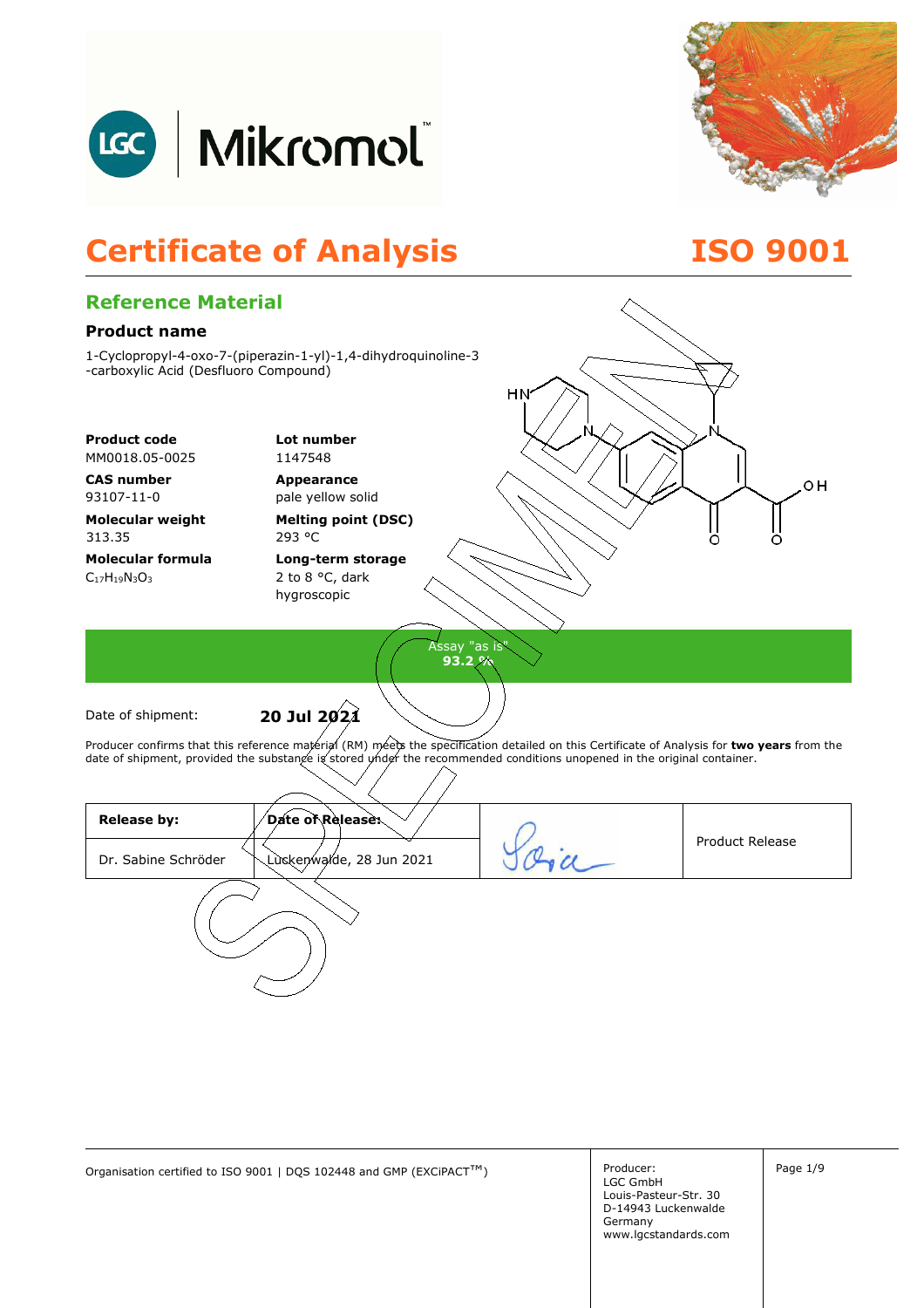# Certificate of Analysis

**ISO 9001**

## Reference Material

### Product name

1-Cyclopropyl-4-oxo-7-(piperazin-1-yl)-1,4-dihydroquinoline-3-carboxylic Acid (Desfluoro Compound)

**Product code**
MM0018.05-0025

**Lot number**
1147548

**CAS number**
93107-11-0

**Appearance**
pale yellow solid

**Molecular weight**
313.35

**Melting point (DSC)**
293 °C

**Molecular formula**
$C_{17}H_{19}N_3O_3$

**Long-term storage**
2 to 8 °C, dark
hygroscopic

Assay "as is"
**93.2 %**

Date of shipment: **20 Jul 2021**

Producer confirms that this reference material (RM) meets the specification detailed on this Certificate of Analysis for **two years** from the date of shipment, provided the substance is stored under the recommended conditions unopened in the original container.

| Release by: | Date of Release: | | Product Release |
|---|---|---|---|
| Dr. Sabine Schröder | Luckenwalde, 28 Jun 2021 | | |

Organisation certified to ISO 9001 | DQS 102448 and GMP (EXCiPACT™)

Producer:
LGC GmbH
Louis-Pasteur-Str. 30
D-14943 Luckenwalde
Germany
www.lgcstandards.com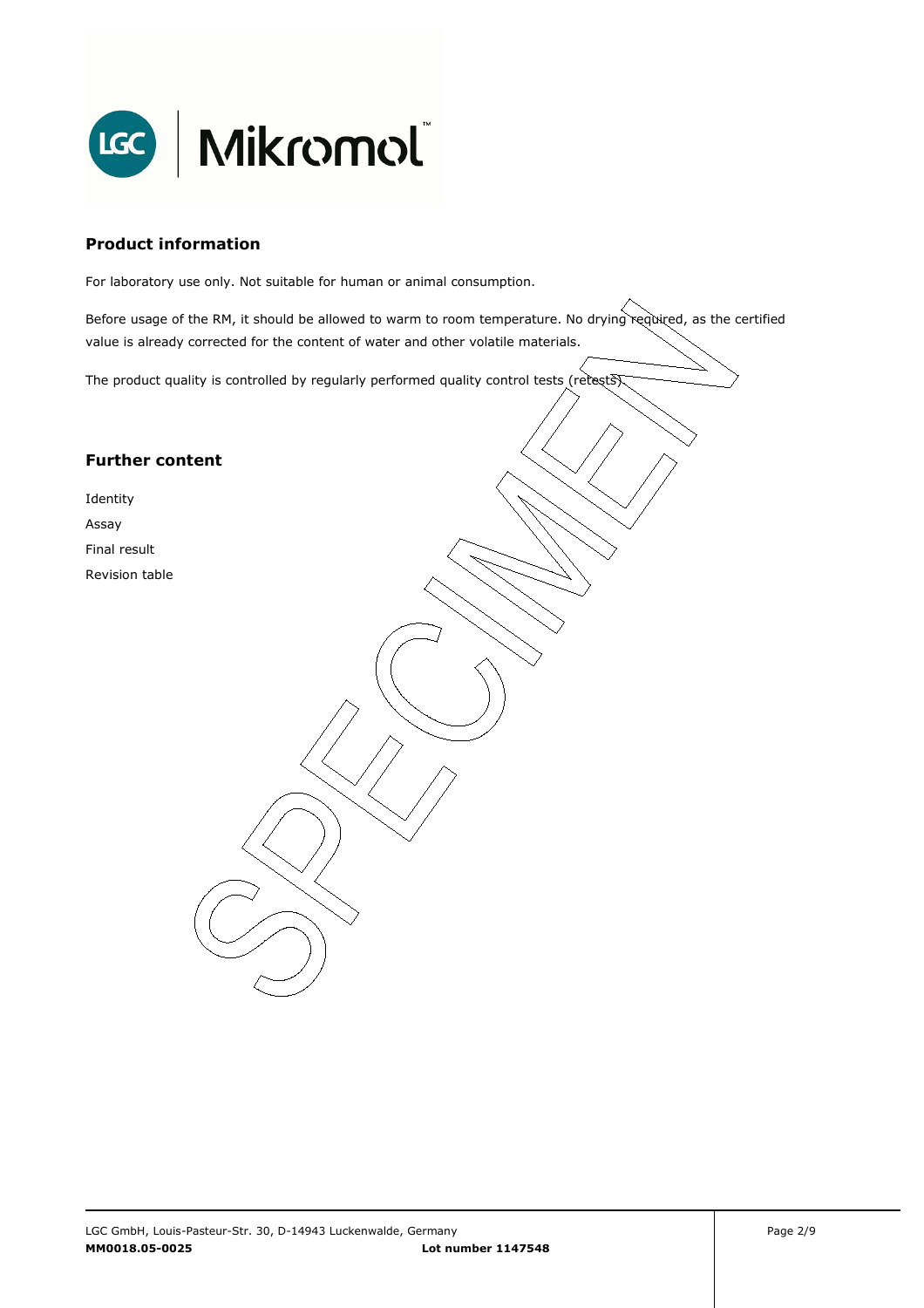## Product information

For laboratory use only. Not suitable for human or animal consumption.

Before usage of the RM, it should be allowed to warm to room temperature. No drying required, as the certified value is already corrected for the content of water and other volatile materials.

The product quality is controlled by regularly performed quality control tests (retests).

## Further content

Identity

Assay

Final result

Revision table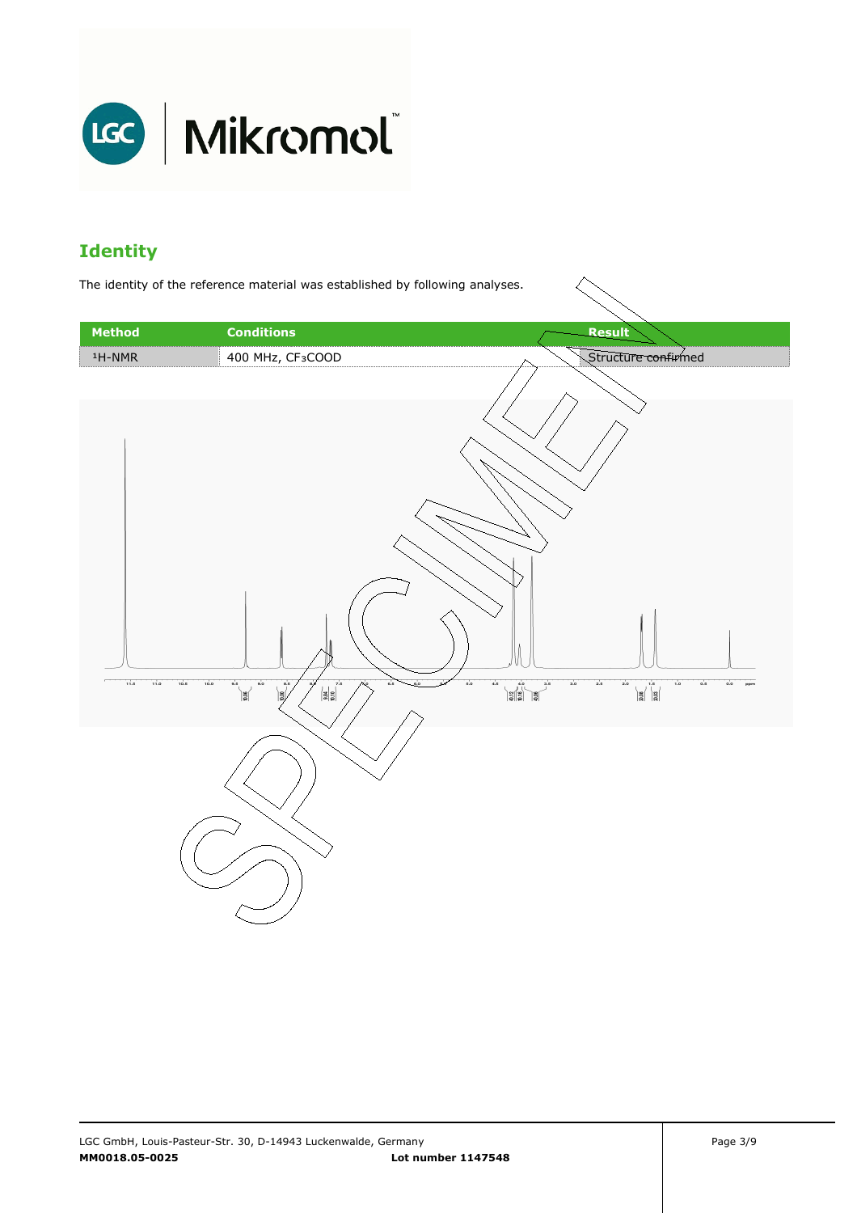## Identity

The identity of the reference material was established by following analyses.

| Method | Conditions | Result |
|---|---|---|
| $^1$H-NMR | 400 MHz, $CF_3COOD$ | Structure confirmed |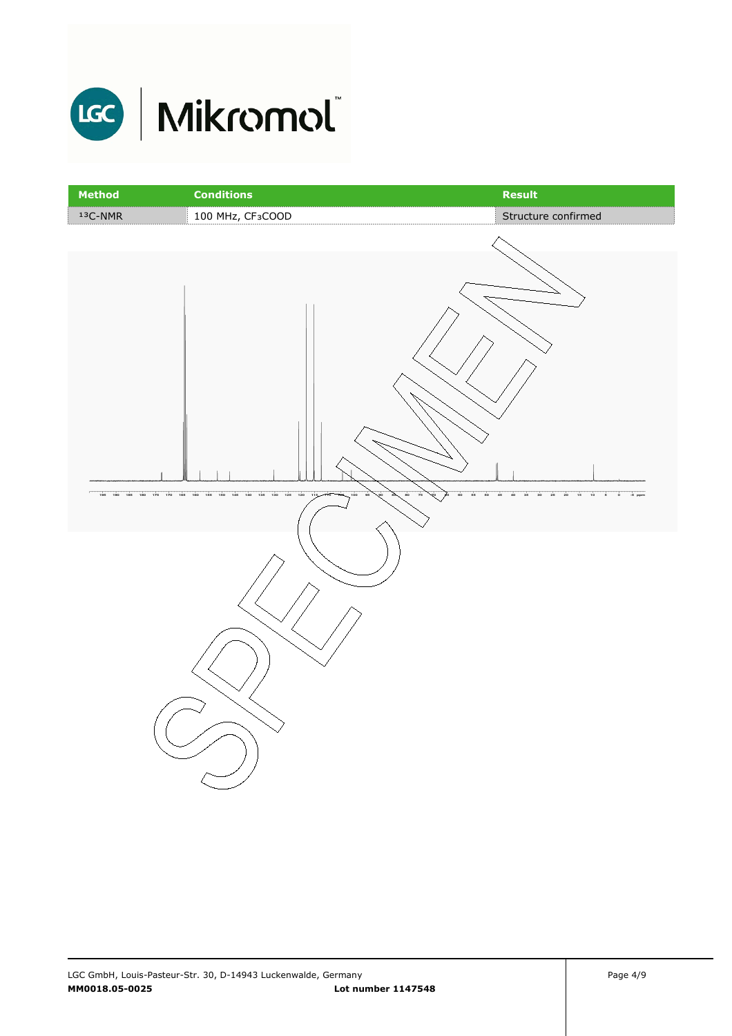| Method | Conditions | Result |
| --- | --- | --- |
| $^{13}$C-NMR | 100 MHz, $CF_3COOD$ | Structure confirmed |

LGC GmbH, Louis-Pasteur-Str. 30, D-14943 Luckenwalde, Germany

**MM0018.05-0025** **Lot number 1147548**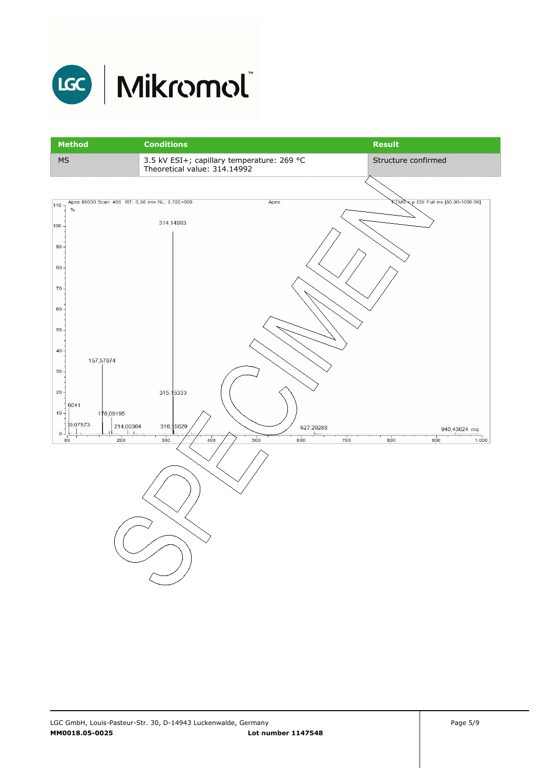| Method | Conditions | Result |
|---|---|---|
| MS | 3.5 kV ESI+; capillary temperature: 269 °C<br>Theoretical value: 314.14992 | Structure confirmed |

Apex 86030 Scan: #35 RT: 0,36 min NL: 3,72E+008

Apex

FTMS + p ESI Full ms [80.00-1000.00]

314,14993

157,57874

315,15333

6041

178,09195

10,07573

214,00364

316,15629

627,29288

940,43624 m/z

SPECIMEN

LGC GmbH, Louis-Pasteur-Str. 30, D-14943 Luckenwalde, Germany

**MM0018.05-0025** **Lot number 1147548**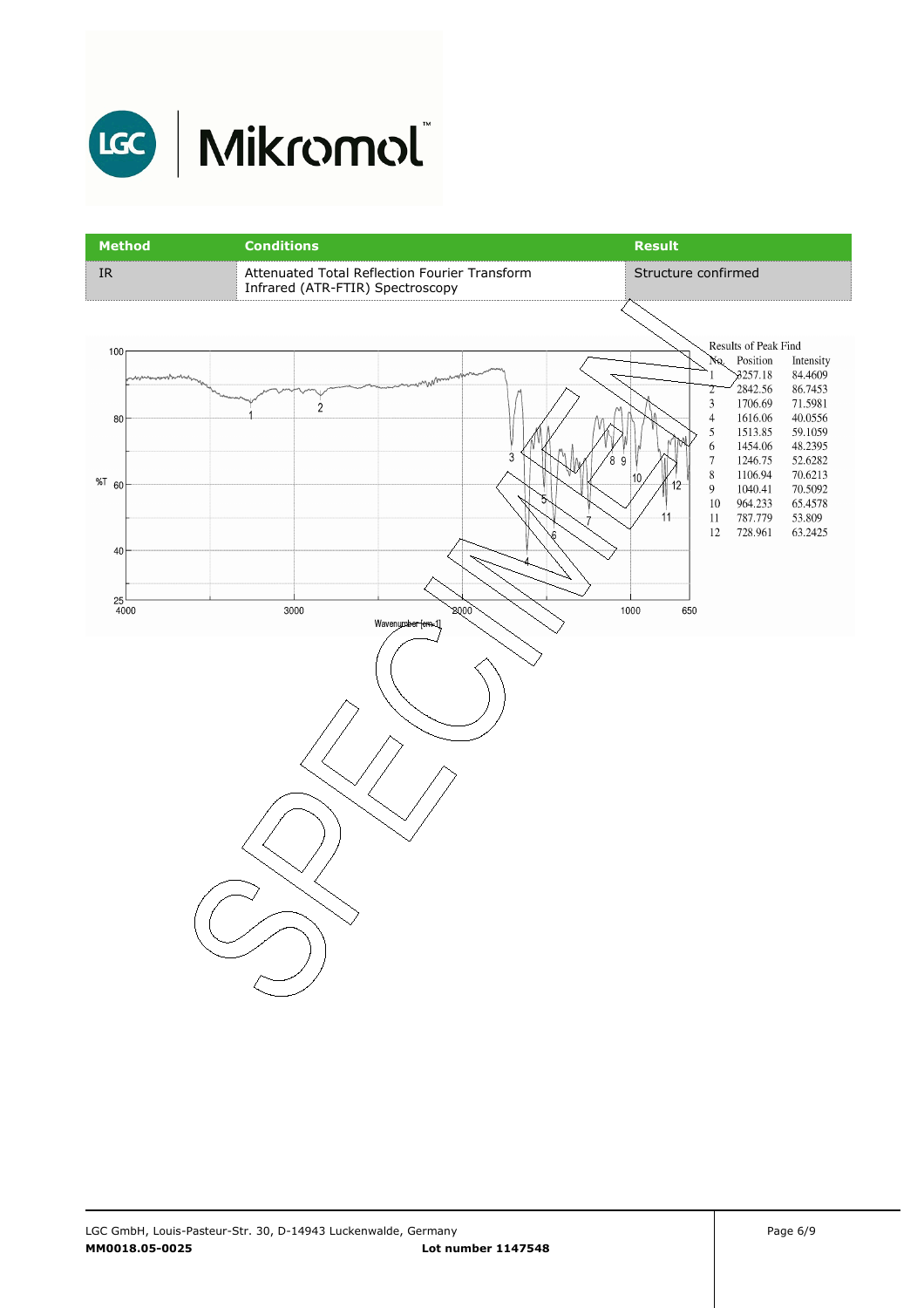| Method | Conditions | Result |
|---|---|---|
| IR | Attenuated Total Reflection Fourier Transform Infrared (ATR-FTIR) Spectroscopy | Structure confirmed |

Results of Peak Find

| No. | Position | Intensity |
|---|---|---|
| 1 | 3257.18 | 84.4609 |
| 2 | 2842.56 | 86.7453 |
| 3 | 1706.69 | 71.5981 |
| 4 | 1616.06 | 40.0556 |
| 5 | 1513.85 | 59.1059 |
| 6 | 1454.06 | 48.2395 |
| 7 | 1246.75 | 52.6282 |
| 8 | 1106.94 | 70.6213 |
| 9 | 1040.41 | 70.5092 |
| 10 | 964.233 | 65.4578 |
| 11 | 787.779 | 53.809 |
| 12 | 728.961 | 63.2425 |

SPECIMEN

LGC GmbH, Louis-Pasteur-Str. 30, D-14943 Luckenwalde, Germany

**MM0018.05-0025** **Lot number 1147548**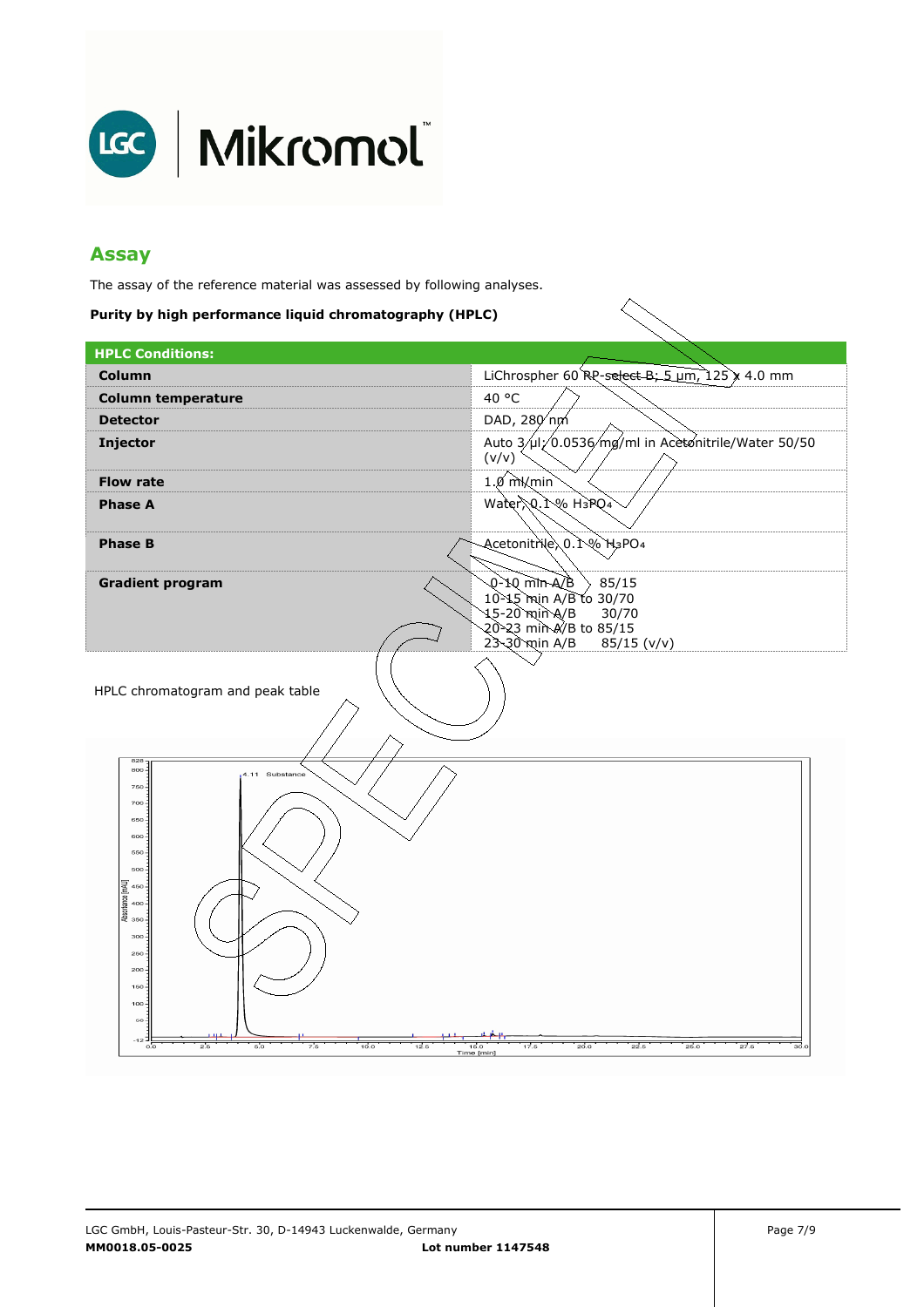## Assay

The assay of the reference material was assessed by following analyses.

**Purity by high performance liquid chromatography (HPLC)**

| HPLC Conditions: | |
|---|---|
| **Column** | LiChrospher 60 RP-select B; 5 µm, 125 x 4.0 mm |
| **Column temperature** | 40 °C |
| **Detector** | DAD, 280 nm |
| **Injector** | Auto 3 µl; 0.0536 mg/ml in Acetonitrile/Water 50/50 (v/v) |
| **Flow rate** | 1.0 ml/min |
| **Phase A** | Water, 0.1 % $H_3PO_4$ |
| **Phase B** | Acetonitrile, 0.1 % $H_3PO_4$ |
| **Gradient program** | 0-10 min A/B 85/15<br>10-15 min A/B to 30/70<br>15-20 min A/B 30/70<br>20-23 min A/B to 85/15<br>23-30 min A/B 85/15 (v/v) |

HPLC chromatogram and peak table

MM0018.05-0025 Lot number 1147548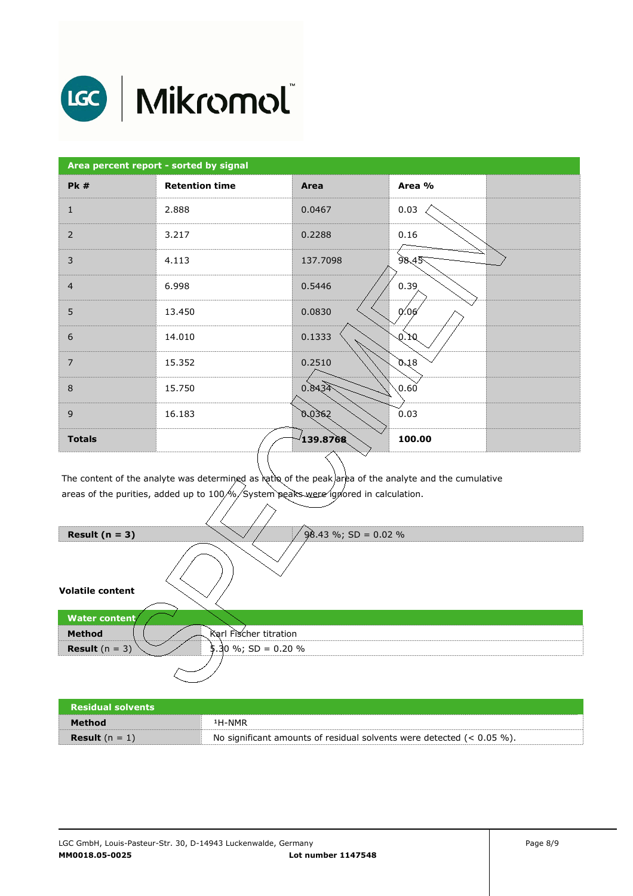| Area percent report - sorted by signal | | | | |
|---|---|---|---|---|
| **Pk #** | **Retention time** | **Area** | **Area %** | |
| 1 | 2.888 | 0.0467 | 0.03 | |
| 2 | 3.217 | 0.2288 | 0.16 | |
| 3 | 4.113 | 137.7098 | 98.45 | |
| 4 | 6.998 | 0.5446 | 0.39 | |
| 5 | 13.450 | 0.0830 | 0.06 | |
| 6 | 14.010 | 0.1333 | 0.10 | |
| 7 | 15.352 | 0.2510 | 0.18 | |
| 8 | 15.750 | 0.8434 | 0.60 | |
| 9 | 16.183 | 0.0362 | 0.03 | |
| **Totals** | | **139.8768** | **100.00** | |

The content of the analyte was determined as ratio of the peak area of the analyte and the cumulative areas of the purities, added up to 100 %. System peaks were ignored in calculation.

| **Result (n = 3)** | 98.43 %; SD = 0.02 % |
|---|---|

**Volatile content**

| **Water content** | |
|---|---|
| **Method** | Karl Fischer titration |
| **Result** (n = 3) | 5.30 %; SD = 0.20 % |

| **Residual solvents** | |
|---|---|
| **Method** | $^{1}$H-NMR |
| **Result** (n = 1) | No significant amounts of residual solvents were detected (< 0.05 %). |

LGC GmbH, Louis-Pasteur-Str. 30, D-14943 Luckenwalde, Germany

**MM0018.05-0025** **Lot number 1147548**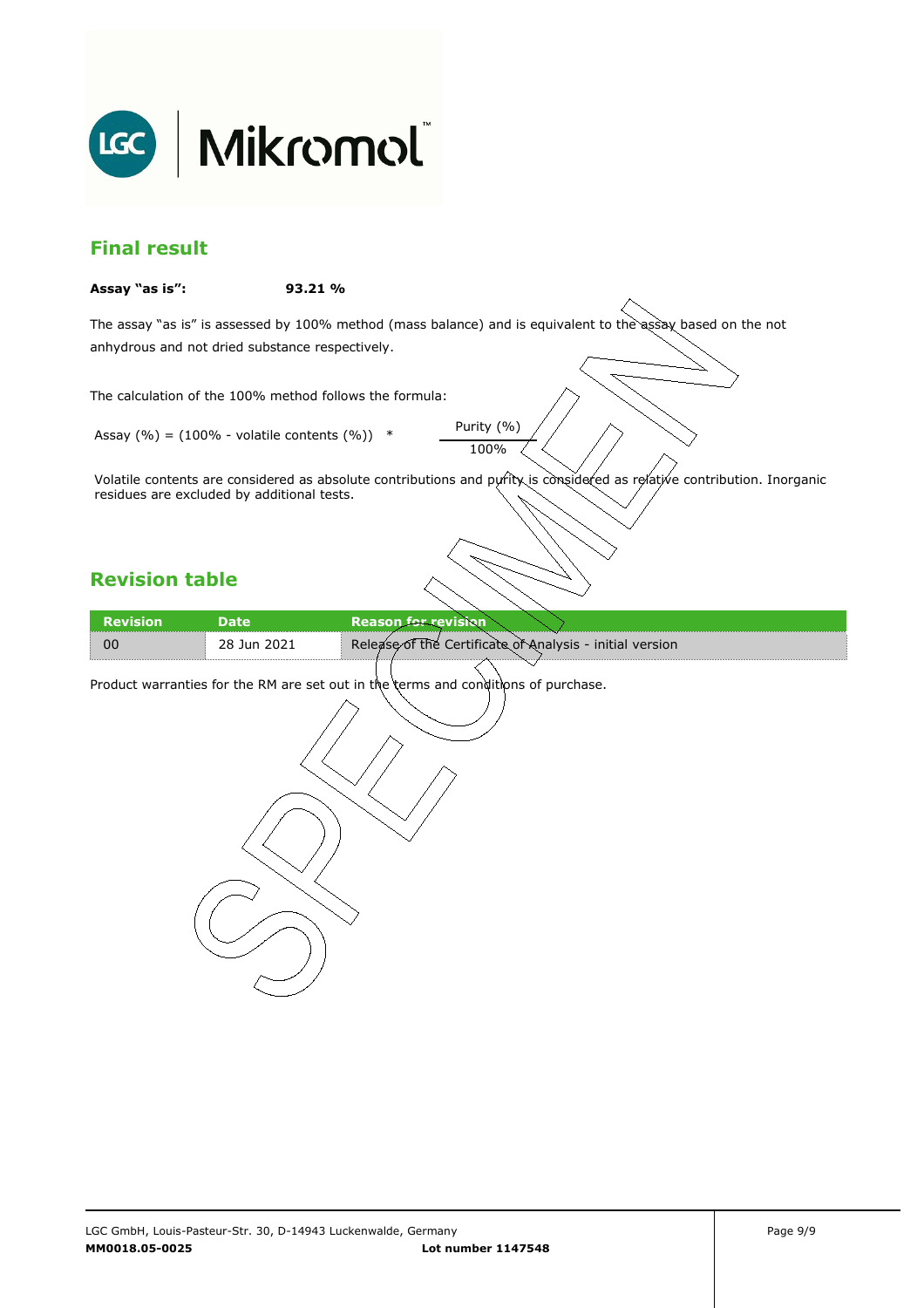## Final result

**Assay "as is":** **93.21 %**

The assay "as is" is assessed by 100% method (mass balance) and is equivalent to the assay based on the not anhydrous and not dried substance respectively.

The calculation of the 100% method follows the formula:

$$\text{Assay (\%)} = (100\% - \text{volatile contents (\%)}) * \frac{\text{Purity (\%)}}{100\%}$$

Volatile contents are considered as absolute contributions and purity is considered as relative contribution. Inorganic residues are excluded by additional tests.

## Revision table

| Revision | Date | Reason for revision |
| --- | --- | --- |
| 00 | 28 Jun 2021 | Release of the Certificate of Analysis - initial version |

Product warranties for the RM are set out in the terms and conditions of purchase.

LGC GmbH, Louis-Pasteur-Str. 30, D-14943 Luckenwalde, Germany

**MM0018.05-0025** **Lot number 1147548**